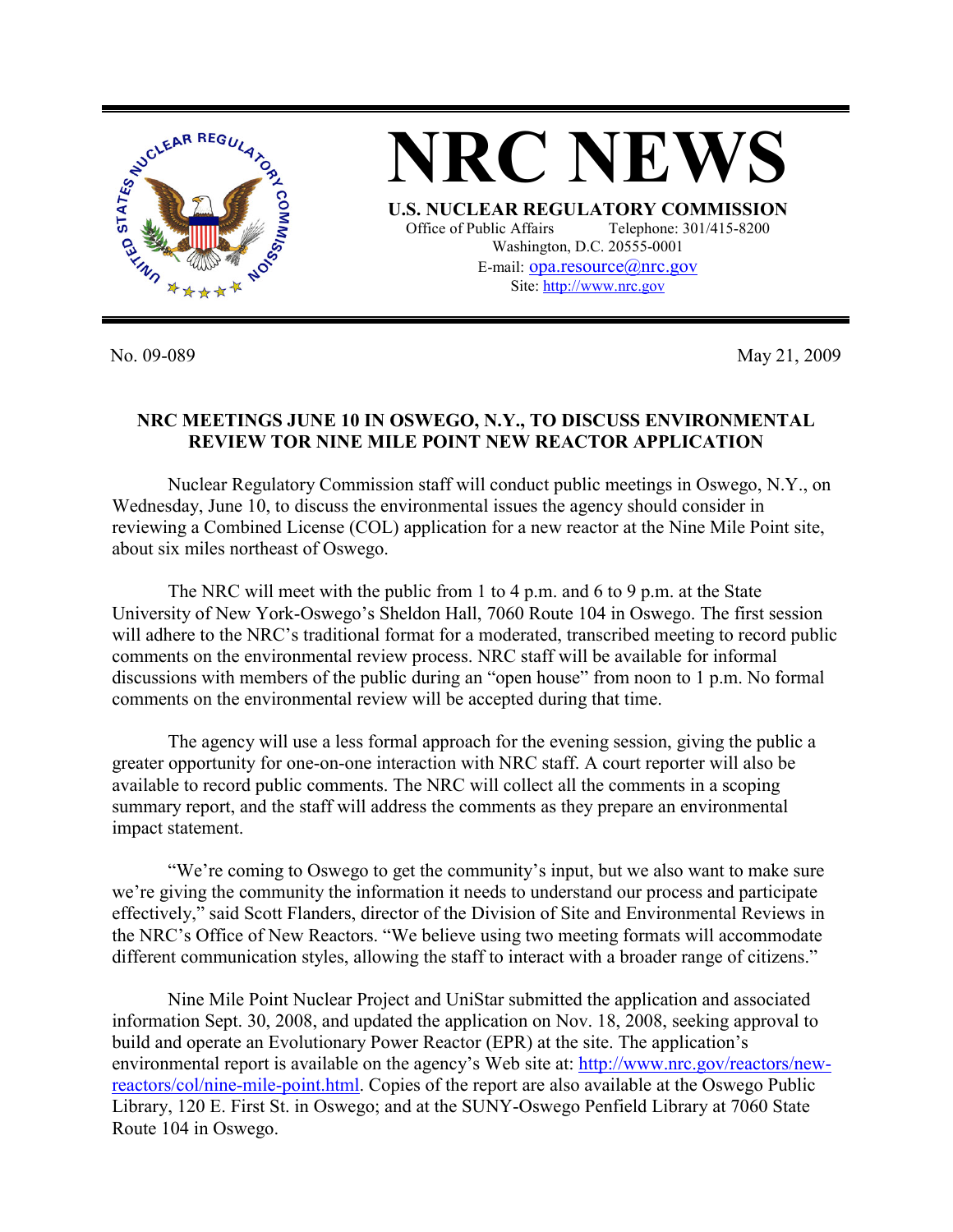# NRC NEWS

**U.S. NUCLEAR REGULATORY COMMISSION**

Office of Public Affairs Telephone: 301/415-8200
Washington, D.C. 20555-0001
E-mail: opa.resource@nrc.gov
Site: http://www.nrc.gov

No. 09-089 May 21, 2009

## NRC MEETINGS JUNE 10 IN OSWEGO, N.Y., TO DISCUSS ENVIRONMENTAL REVIEW TOR NINE MILE POINT NEW REACTOR APPLICATION

Nuclear Regulatory Commission staff will conduct public meetings in Oswego, N.Y., on Wednesday, June 10, to discuss the environmental issues the agency should consider in reviewing a Combined License (COL) application for a new reactor at the Nine Mile Point site, about six miles northeast of Oswego.

The NRC will meet with the public from 1 to 4 p.m. and 6 to 9 p.m. at the State University of New York-Oswego's Sheldon Hall, 7060 Route 104 in Oswego. The first session will adhere to the NRC's traditional format for a moderated, transcribed meeting to record public comments on the environmental review process. NRC staff will be available for informal discussions with members of the public during an "open house" from noon to 1 p.m. No formal comments on the environmental review will be accepted during that time.

The agency will use a less formal approach for the evening session, giving the public a greater opportunity for one-on-one interaction with NRC staff. A court reporter will also be available to record public comments. The NRC will collect all the comments in a scoping summary report, and the staff will address the comments as they prepare an environmental impact statement.

"We're coming to Oswego to get the community's input, but we also want to make sure we're giving the community the information it needs to understand our process and participate effectively," said Scott Flanders, director of the Division of Site and Environmental Reviews in the NRC's Office of New Reactors. "We believe using two meeting formats will accommodate different communication styles, allowing the staff to interact with a broader range of citizens."

Nine Mile Point Nuclear Project and UniStar submitted the application and associated information Sept. 30, 2008, and updated the application on Nov. 18, 2008, seeking approval to build and operate an Evolutionary Power Reactor (EPR) at the site. The application's environmental report is available on the agency's Web site at: http://www.nrc.gov/reactors/new-reactors/col/nine-mile-point.html. Copies of the report are also available at the Oswego Public Library, 120 E. First St. in Oswego; and at the SUNY-Oswego Penfield Library at 7060 State Route 104 in Oswego.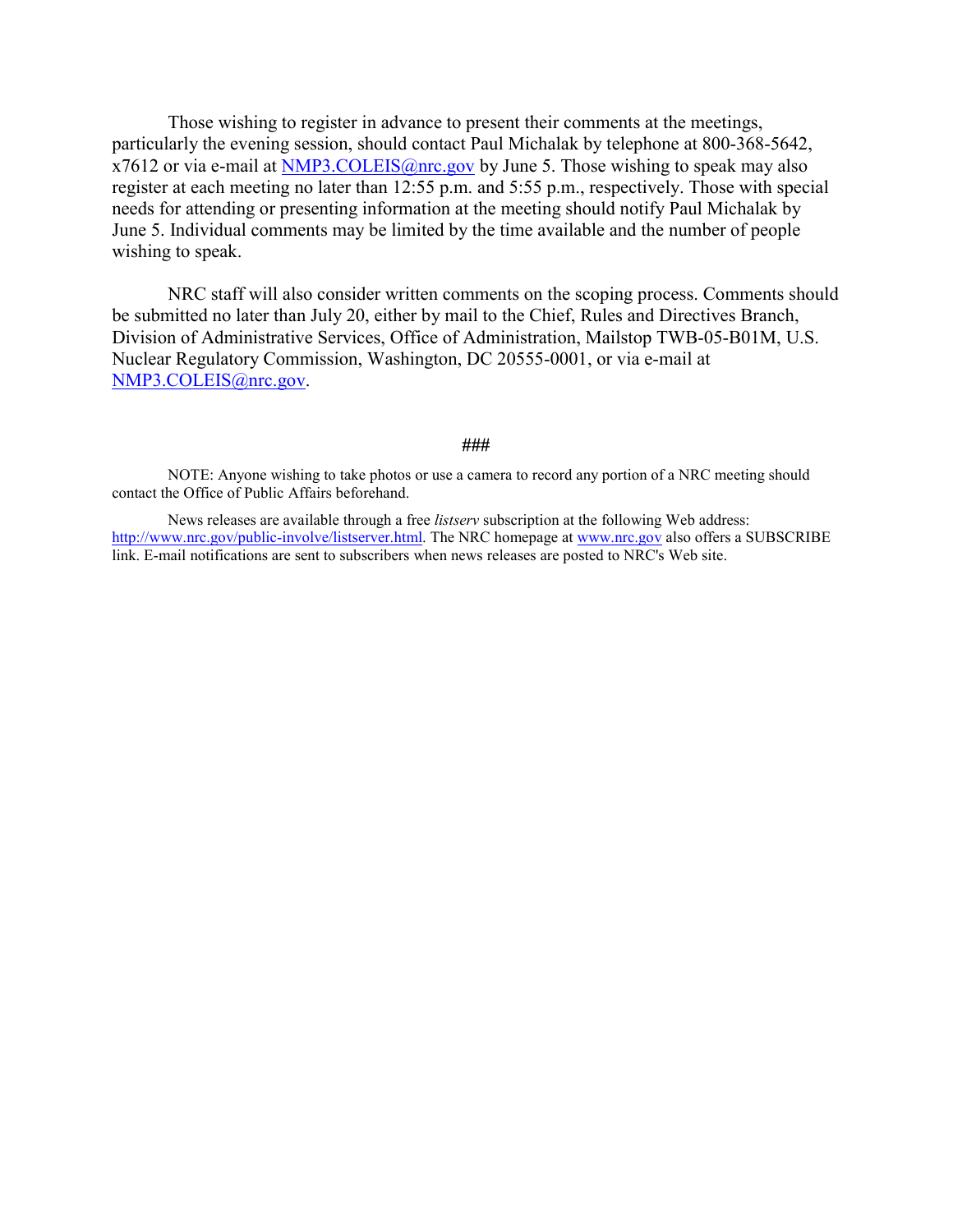Those wishing to register in advance to present their comments at the meetings, particularly the evening session, should contact Paul Michalak by telephone at 800-368-5642, x7612 or via e-mail at NMP3.COLEIS@nrc.gov by June 5. Those wishing to speak may also register at each meeting no later than 12:55 p.m. and 5:55 p.m., respectively. Those with special needs for attending or presenting information at the meeting should notify Paul Michalak by June 5. Individual comments may be limited by the time available and the number of people wishing to speak.

NRC staff will also consider written comments on the scoping process. Comments should be submitted no later than July 20, either by mail to the Chief, Rules and Directives Branch, Division of Administrative Services, Office of Administration, Mailstop TWB-05-B01M, U.S. Nuclear Regulatory Commission, Washington, DC 20555-0001, or via e-mail at NMP3.COLEIS@nrc.gov.

###

NOTE: Anyone wishing to take photos or use a camera to record any portion of a NRC meeting should contact the Office of Public Affairs beforehand.

News releases are available through a free *listserv* subscription at the following Web address: http://www.nrc.gov/public-involve/listserver.html. The NRC homepage at www.nrc.gov also offers a SUBSCRIBE link. E-mail notifications are sent to subscribers when news releases are posted to NRC's Web site.